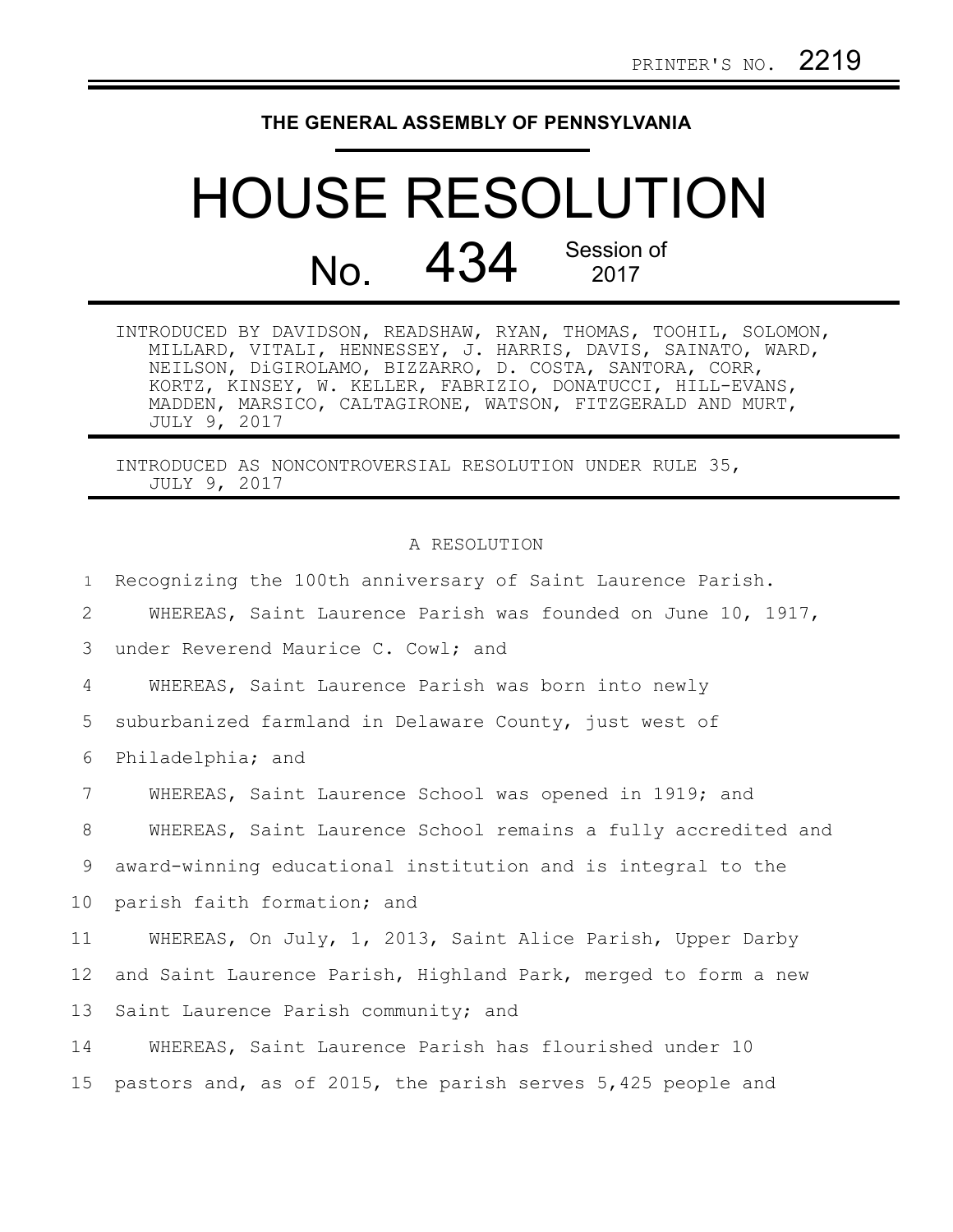PRINTER'S NO. 2219

**THE GENERAL ASSEMBLY OF PENNSYLVANIA**

# HOUSE RESOLUTION

## No. 434 Session of 2017

INTRODUCED BY DAVIDSON, READSHAW, RYAN, THOMAS, TOOHIL, SOLOMON, MILLARD, VITALI, HENNESSEY, J. HARRIS, DAVIS, SAINATO, WARD, NEILSON, DiGIROLAMO, BIZZARRO, D. COSTA, SANTORA, CORR, KORTZ, KINSEY, W. KELLER, FABRIZIO, DONATUCCI, HILL-EVANS, MADDEN, MARSICO, CALTAGIRONE, WATSON, FITZGERALD AND MURT, JULY 9, 2017

INTRODUCED AS NONCONTROVERSIAL RESOLUTION UNDER RULE 35, JULY 9, 2017

A RESOLUTION

1 Recognizing the 100th anniversary of Saint Laurence Parish.

2 WHEREAS, Saint Laurence Parish was founded on June 10, 1917,
3 under Reverend Maurice C. Cowl; and

4 WHEREAS, Saint Laurence Parish was born into newly
5 suburbanized farmland in Delaware County, just west of
6 Philadelphia; and

7 WHEREAS, Saint Laurence School was opened in 1919; and

8 WHEREAS, Saint Laurence School remains a fully accredited and
9 award-winning educational institution and is integral to the
10 parish faith formation; and

11 WHEREAS, On July, 1, 2013, Saint Alice Parish, Upper Darby
12 and Saint Laurence Parish, Highland Park, merged to form a new
13 Saint Laurence Parish community; and

14 WHEREAS, Saint Laurence Parish has flourished under 10
15 pastors and, as of 2015, the parish serves 5,425 people and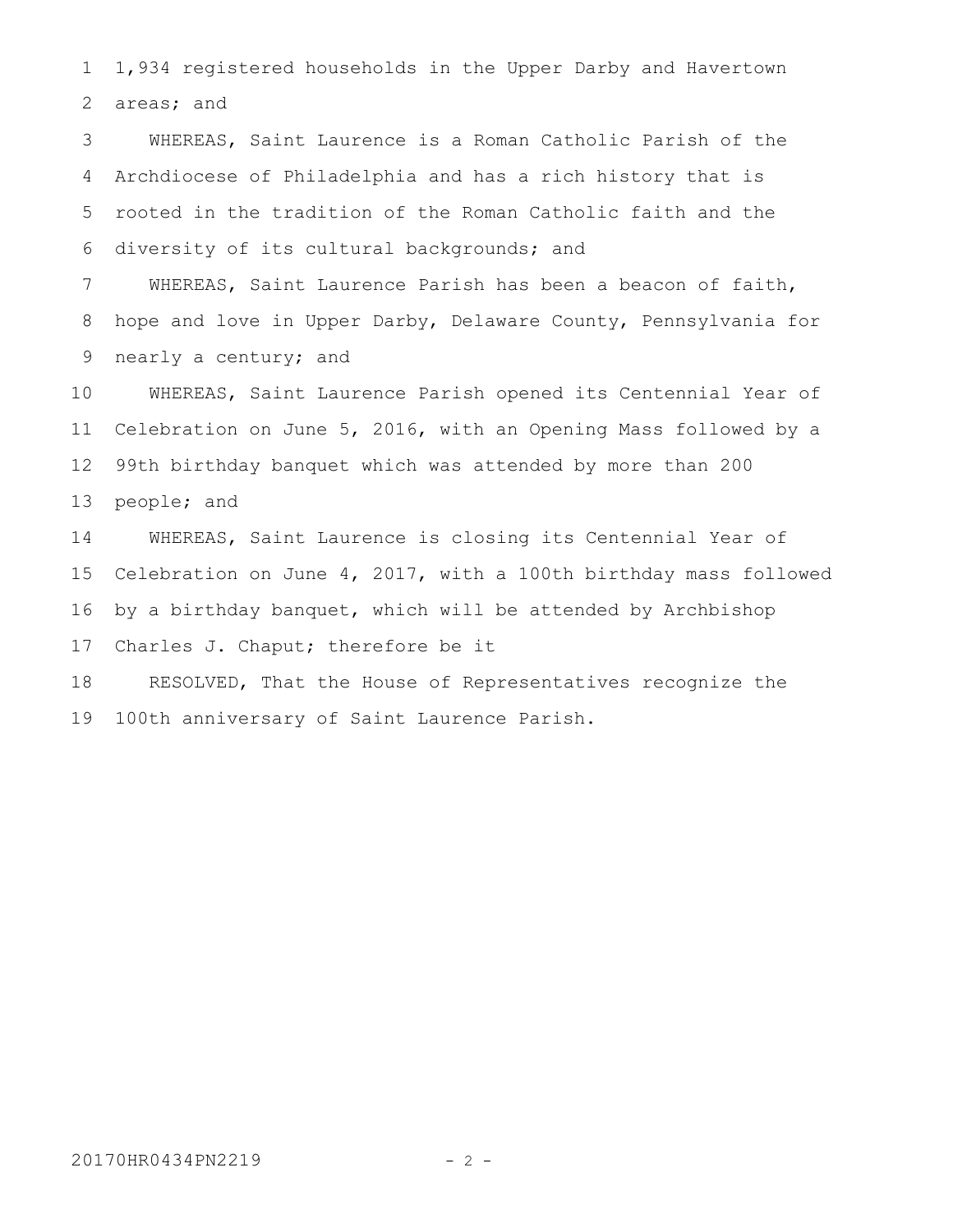1,934 registered households in the Upper Darby and Havertown areas; and

WHEREAS, Saint Laurence is a Roman Catholic Parish of the Archdiocese of Philadelphia and has a rich history that is rooted in the tradition of the Roman Catholic faith and the diversity of its cultural backgrounds; and

WHEREAS, Saint Laurence Parish has been a beacon of faith, hope and love in Upper Darby, Delaware County, Pennsylvania for nearly a century; and

WHEREAS, Saint Laurence Parish opened its Centennial Year of Celebration on June 5, 2016, with an Opening Mass followed by a 99th birthday banquet which was attended by more than 200 people; and

WHEREAS, Saint Laurence is closing its Centennial Year of Celebration on June 4, 2017, with a 100th birthday mass followed by a birthday banquet, which will be attended by Archbishop Charles J. Chaput; therefore be it

RESOLVED, That the House of Representatives recognize the 100th anniversary of Saint Laurence Parish.